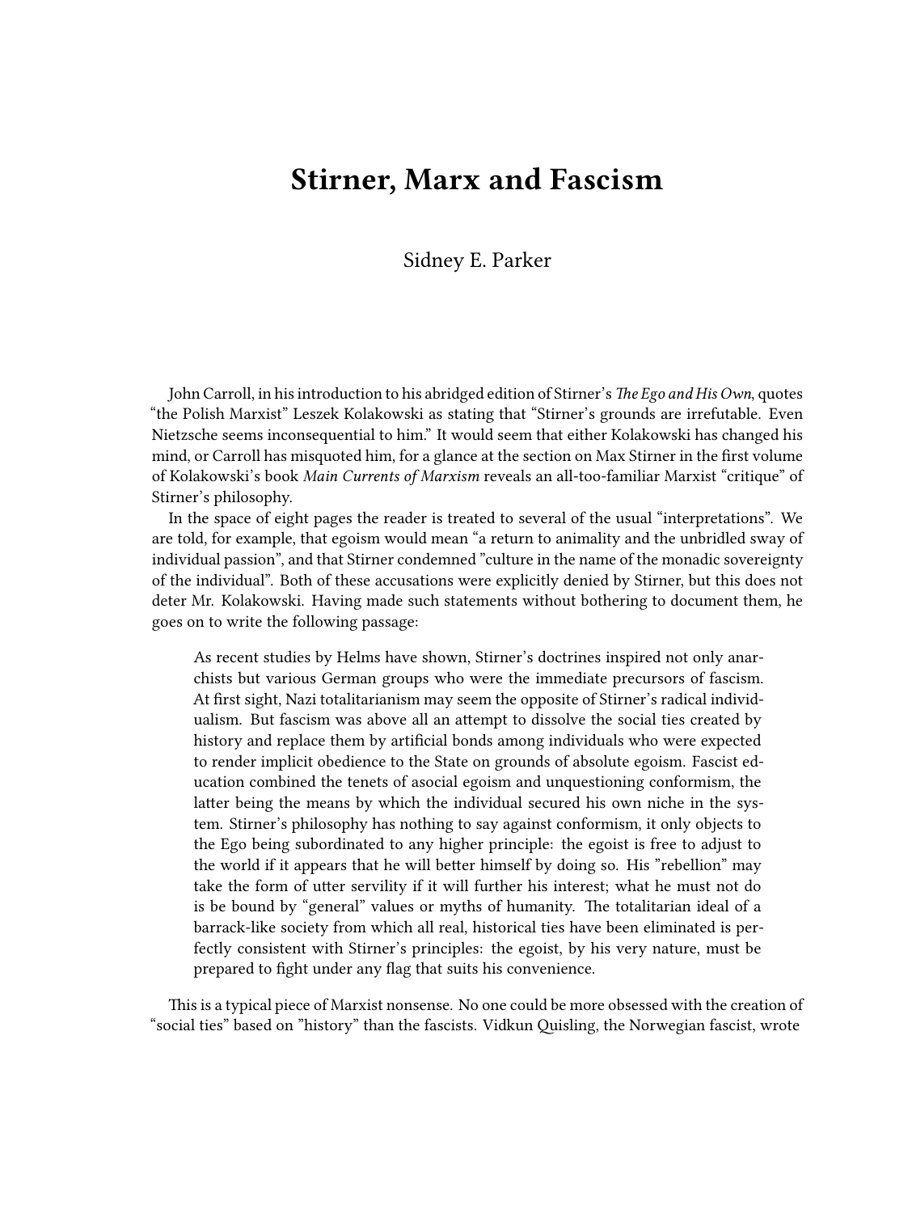# Stirner, Marx and Fascism

Sidney E. Parker

John Carroll, in his introduction to his abridged edition of Stirner's *The Ego and His Own*, quotes "the Polish Marxist" Leszek Kolakowski as stating that "Stirner's grounds are irrefutable. Even Nietzsche seems inconsequential to him." It would seem that either Kolakowski has changed his mind, or Carroll has misquoted him, for a glance at the section on Max Stirner in the first volume of Kolakowski's book *Main Currents of Marxism* reveals an all-too-familiar Marxist "critique" of Stirner's philosophy.

In the space of eight pages the reader is treated to several of the usual "interpretations". We are told, for example, that egoism would mean "a return to animality and the unbridled sway of individual passion", and that Stirner condemned "culture in the name of the monadic sovereignty of the individual". Both of these accusations were explicitly denied by Stirner, but this does not deter Mr. Kolakowski. Having made such statements without bothering to document them, he goes on to write the following passage:

> As recent studies by Helms have shown, Stirner's doctrines inspired not only anarchists but various German groups who were the immediate precursors of fascism. At first sight, Nazi totalitarianism may seem the opposite of Stirner's radical individualism. But fascism was above all an attempt to dissolve the social ties created by history and replace them by artificial bonds among individuals who were expected to render implicit obedience to the State on grounds of absolute egoism. Fascist education combined the tenets of asocial egoism and unquestioning conformism, the latter being the means by which the individual secured his own niche in the system. Stirner's philosophy has nothing to say against conformism, it only objects to the Ego being subordinated to any higher principle: the egoist is free to adjust to the world if it appears that he will better himself by doing so. His "rebellion" may take the form of utter servility if it will further his interest; what he must not do is be bound by "general" values or myths of humanity. The totalitarian ideal of a barrack-like society from which all real, historical ties have been eliminated is perfectly consistent with Stirner's principles: the egoist, by his very nature, must be prepared to fight under any flag that suits his convenience.

This is a typical piece of Marxist nonsense. No one could be more obsessed with the creation of "social ties" based on "history" than the fascists. Vidkun Quisling, the Norwegian fascist, wrote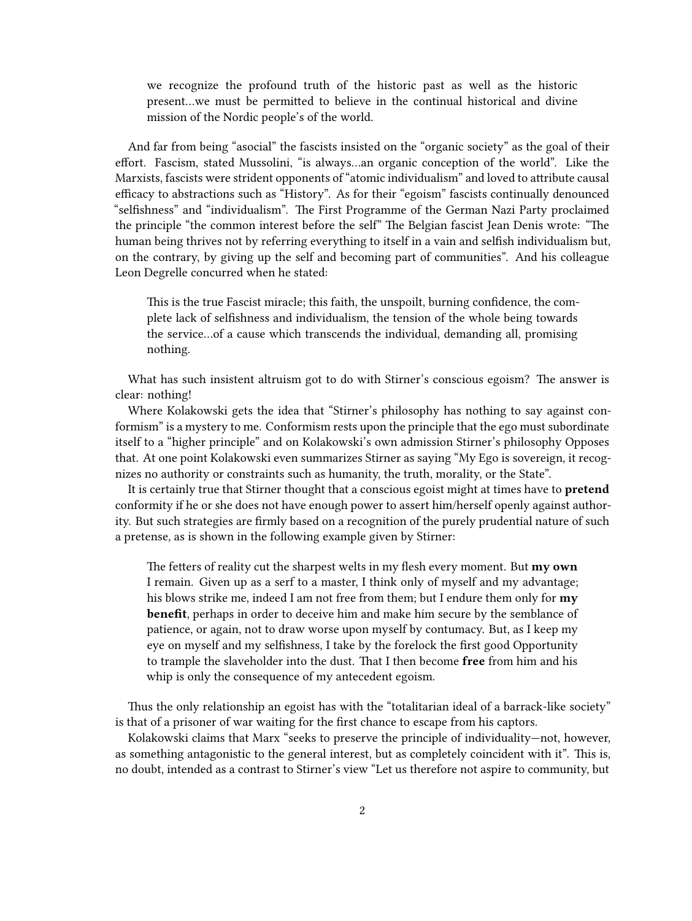> we recognize the profound truth of the historic past as well as the historic present…we must be permitted to believe in the continual historical and divine mission of the Nordic people's of the world.

And far from being "asocial" the fascists insisted on the "organic society" as the goal of their effort. Fascism, stated Mussolini, "is always…an organic conception of the world". Like the Marxists, fascists were strident opponents of "atomic individualism" and loved to attribute causal efficacy to abstractions such as "History". As for their "egoism" fascists continually denounced "selfishness" and "individualism". The First Programme of the German Nazi Party proclaimed the principle "the common interest before the self" The Belgian fascist Jean Denis wrote: "The human being thrives not by referring everything to itself in a vain and selfish individualism but, on the contrary, by giving up the self and becoming part of communities". And his colleague Leon Degrelle concurred when he stated:

> This is the true Fascist miracle; this faith, the unspoilt, burning confidence, the complete lack of selfishness and individualism, the tension of the whole being towards the service…of a cause which transcends the individual, demanding all, promising nothing.

What has such insistent altruism got to do with Stirner's conscious egoism? The answer is clear: nothing!

Where Kolakowski gets the idea that "Stirner's philosophy has nothing to say against conformism" is a mystery to me. Conformism rests upon the principle that the ego must subordinate itself to a "higher principle" and on Kolakowski's own admission Stirner's philosophy Opposes that. At one point Kolakowski even summarizes Stirner as saying "My Ego is sovereign, it recognizes no authority or constraints such as humanity, the truth, morality, or the State".

It is certainly true that Stirner thought that a conscious egoist might at times have to **pretend** conformity if he or she does not have enough power to assert him/herself openly against authority. But such strategies are firmly based on a recognition of the purely prudential nature of such a pretense, as is shown in the following example given by Stirner:

> The fetters of reality cut the sharpest welts in my flesh every moment. But **my own** I remain. Given up as a serf to a master, I think only of myself and my advantage; his blows strike me, indeed I am not free from them; but I endure them only for **my benefit**, perhaps in order to deceive him and make him secure by the semblance of patience, or again, not to draw worse upon myself by contumacy. But, as I keep my eye on myself and my selfishness, I take by the forelock the first good Opportunity to trample the slaveholder into the dust. That I then become **free** from him and his whip is only the consequence of my antecedent egoism.

Thus the only relationship an egoist has with the "totalitarian ideal of a barrack-like society" is that of a prisoner of war waiting for the first chance to escape from his captors.

Kolakowski claims that Marx "seeks to preserve the principle of individuality—not, however, as something antagonistic to the general interest, but as completely coincident with it". This is, no doubt, intended as a contrast to Stirner's view "Let us therefore not aspire to community, but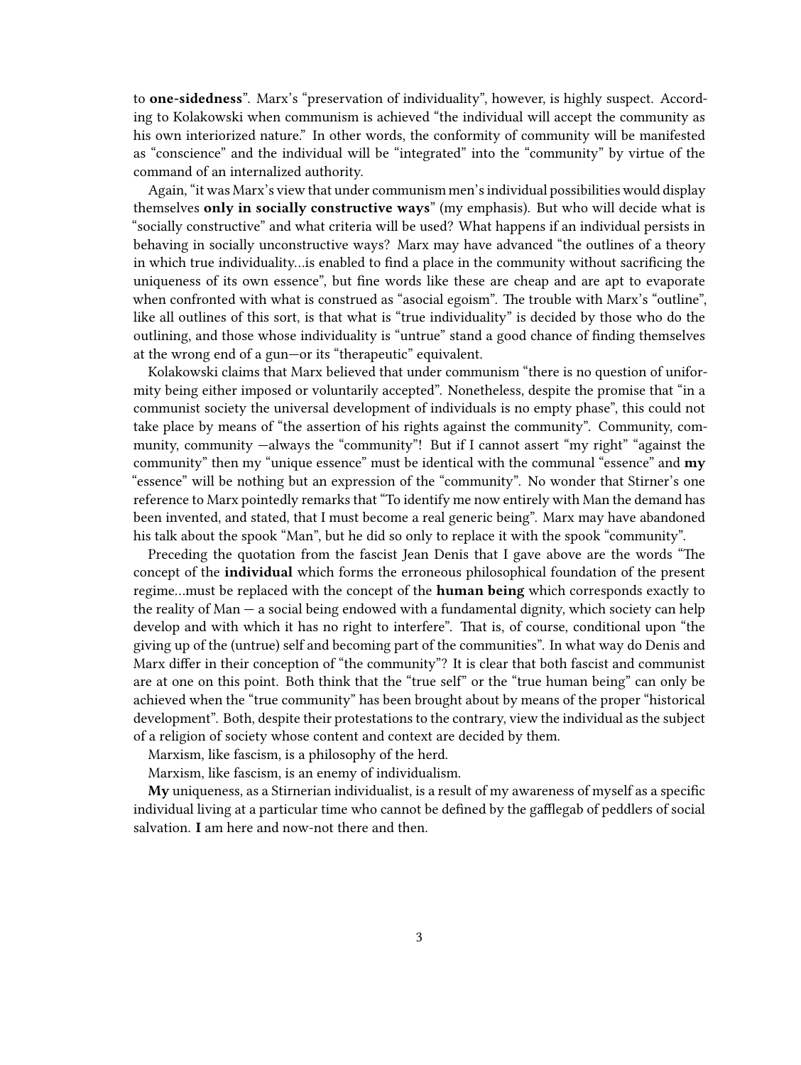to **one-sidedness**". Marx's "preservation of individuality", however, is highly suspect. According to Kolakowski when communism is achieved "the individual will accept the community as his own interiorized nature." In other words, the conformity of community will be manifested as "conscience" and the individual will be "integrated" into the "community" by virtue of the command of an internalized authority.

Again, "it was Marx's view that under communism men's individual possibilities would display themselves **only in socially constructive ways**" (my emphasis). But who will decide what is "socially constructive" and what criteria will be used? What happens if an individual persists in behaving in socially unconstructive ways? Marx may have advanced "the outlines of a theory in which true individuality…is enabled to find a place in the community without sacrificing the uniqueness of its own essence", but fine words like these are cheap and are apt to evaporate when confronted with what is construed as "asocial egoism". The trouble with Marx's "outline", like all outlines of this sort, is that what is "true individuality" is decided by those who do the outlining, and those whose individuality is "untrue" stand a good chance of finding themselves at the wrong end of a gun—or its "therapeutic" equivalent.

Kolakowski claims that Marx believed that under communism "there is no question of uniformity being either imposed or voluntarily accepted". Nonetheless, despite the promise that "in a communist society the universal development of individuals is no empty phase", this could not take place by means of "the assertion of his rights against the community". Community, community, community —always the "community"! But if I cannot assert "my right" "against the community" then my "unique essence" must be identical with the communal "essence" and **my** "essence" will be nothing but an expression of the "community". No wonder that Stirner's one reference to Marx pointedly remarks that "To identify me now entirely with Man the demand has been invented, and stated, that I must become a real generic being". Marx may have abandoned his talk about the spook "Man", but he did so only to replace it with the spook "community".

Preceding the quotation from the fascist Jean Denis that I gave above are the words "The concept of the **individual** which forms the erroneous philosophical foundation of the present regime…must be replaced with the concept of the **human being** which corresponds exactly to the reality of Man — a social being endowed with a fundamental dignity, which society can help develop and with which it has no right to interfere". That is, of course, conditional upon "the giving up of the (untrue) self and becoming part of the communities". In what way do Denis and Marx differ in their conception of "the community"? It is clear that both fascist and communist are at one on this point. Both think that the "true self" or the "true human being" can only be achieved when the "true community" has been brought about by means of the proper "historical development". Both, despite their protestations to the contrary, view the individual as the subject of a religion of society whose content and context are decided by them.

Marxism, like fascism, is a philosophy of the herd.

Marxism, like fascism, is an enemy of individualism.

**My** uniqueness, as a Stirnerian individualist, is a result of my awareness of myself as a specific individual living at a particular time who cannot be defined by the gafflegab of peddlers of social salvation. **I** am here and now-not there and then.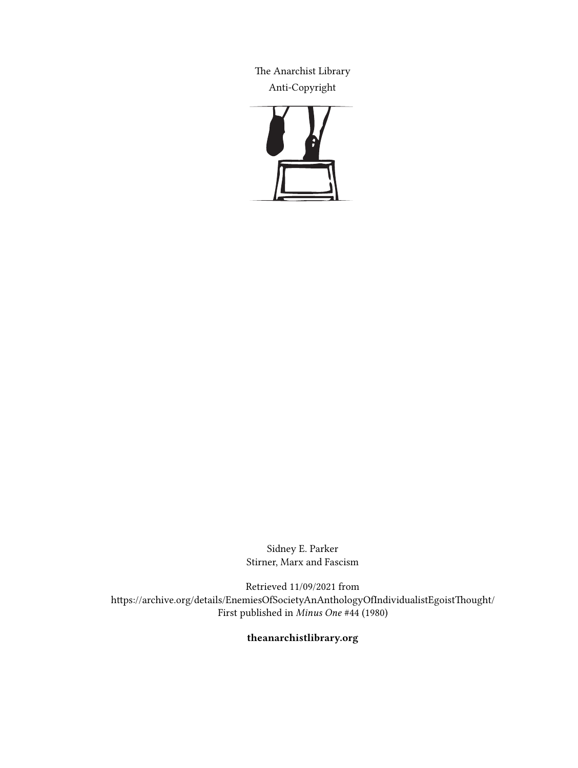The Anarchist Library
Anti-Copyright

Sidney E. Parker
Stirner, Marx and Fascism

Retrieved 11/09/2021 from
https://archive.org/details/EnemiesOfSocietyAnAnthologyOfIndividualistEgoistThought/
First published in *Minus One* #44 (1980)

**theanarchistlibrary.org**